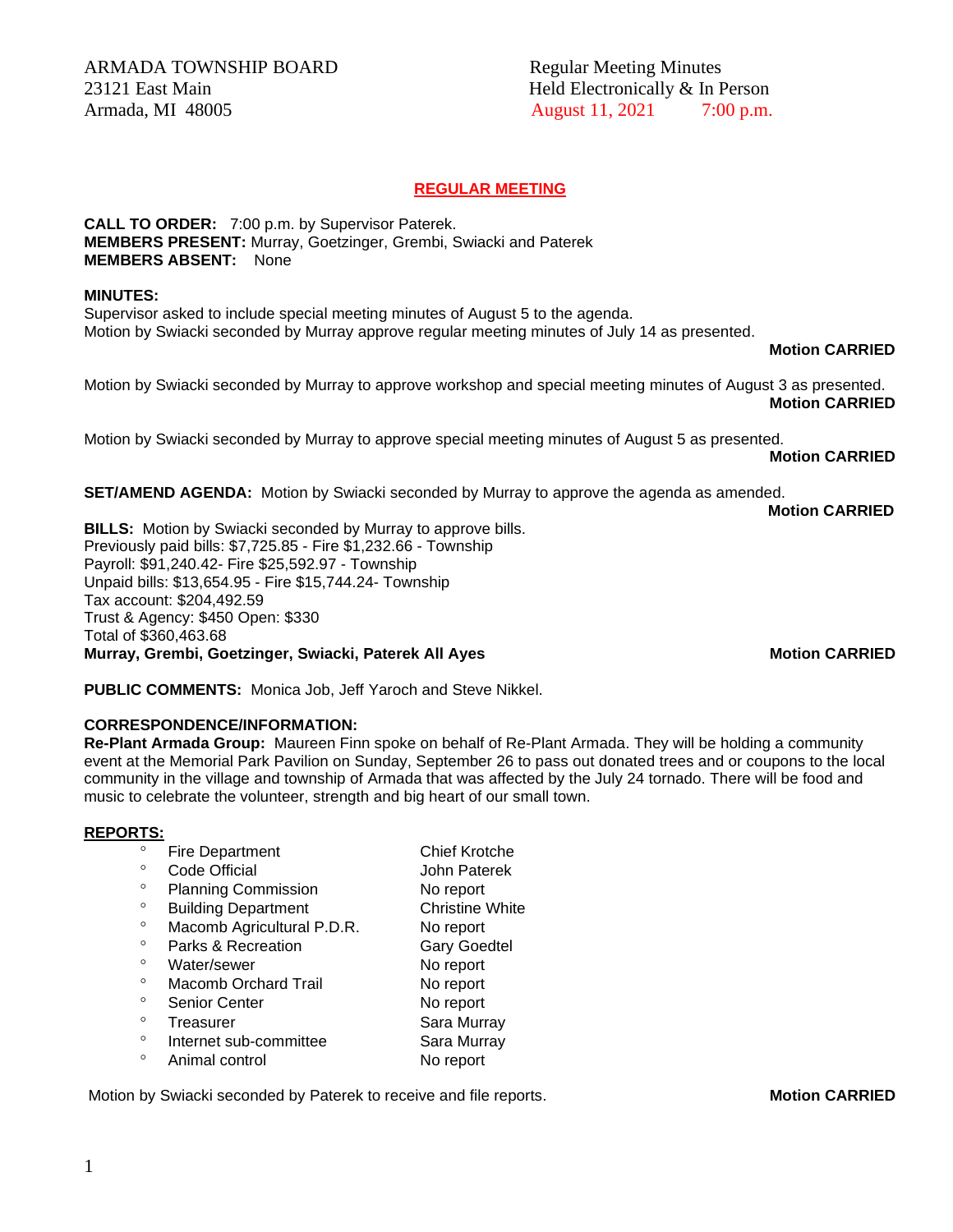ARMADA TOWNSHIP BOARD
23121 East Main
Armada, MI 48005

Regular Meeting Minutes
Held Electronically & In Person
August 11, 2021 7:00 p.m.

## REGULAR MEETING

**CALL TO ORDER:** 7:00 p.m. by Supervisor Paterek.
**MEMBERS PRESENT:** Murray, Goetzinger, Grembi, Swiacki and Paterek
**MEMBERS ABSENT:** None

**MINUTES:**
Supervisor asked to include special meeting minutes of August 5 to the agenda.
Motion by Swiacki seconded by Murray approve regular meeting minutes of July 14 as presented.
**Motion CARRIED**

Motion by Swiacki seconded by Murray to approve workshop and special meeting minutes of August 3 as presented.
**Motion CARRIED**

Motion by Swiacki seconded by Murray to approve special meeting minutes of August 5 as presented.
**Motion CARRIED**

**SET/AMEND AGENDA:** Motion by Swiacki seconded by Murray to approve the agenda as amended.
**Motion CARRIED**

**BILLS:** Motion by Swiacki seconded by Murray to approve bills.
Previously paid bills: $7,725.85 - Fire $1,232.66 - Township
Payroll: $91,240.42- Fire $25,592.97 - Township
Unpaid bills: $13,654.95 - Fire $15,744.24- Township
Tax account: $204,492.59
Trust & Agency: $450 Open: $330
Total of $360,463.68
**Murray, Grembi, Goetzinger, Swiacki, Paterek All Ayes** **Motion CARRIED**

**PUBLIC COMMENTS:** Monica Job, Jeff Yaroch and Steve Nikkel.

**CORRESPONDENCE/INFORMATION:**
**Re-Plant Armada Group:** Maureen Finn spoke on behalf of Re-Plant Armada. They will be holding a community event at the Memorial Park Pavilion on Sunday, September 26 to pass out donated trees and or coupons to the local community in the village and township of Armada that was affected by the July 24 tornado. There will be food and music to celebrate the volunteer, strength and big heart of our small town.

**REPORTS:**

- Fire Department — Chief Krotche
- Code Official — John Paterek
- Planning Commission — No report
- Building Department — Christine White
- Macomb Agricultural P.D.R. — No report
- Parks & Recreation — Gary Goedtel
- Water/sewer — No report
- Macomb Orchard Trail — No report
- Senior Center — No report
- Treasurer — Sara Murray
- Internet sub-committee — Sara Murray
- Animal control — No report

Motion by Swiacki seconded by Paterek to receive and file reports. **Motion CARRIED**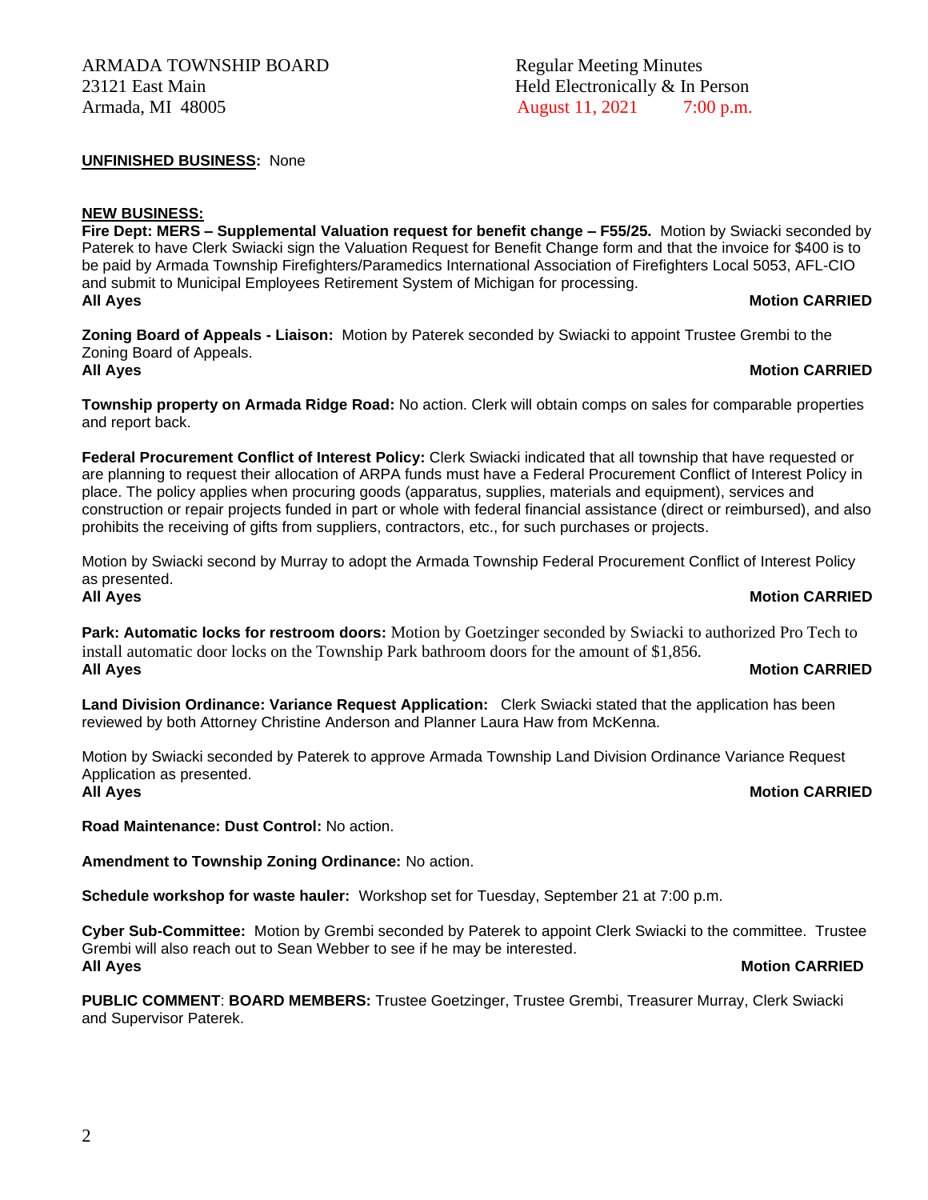ARMADA TOWNSHIP BOARD
23121 East Main
Armada, MI 48005

Regular Meeting Minutes
Held Electronically & In Person
August 11, 2021 7:00 p.m.

**UNFINISHED BUSINESS:** None

**NEW BUSINESS:**

**Fire Dept: MERS – Supplemental Valuation request for benefit change – F55/25.** Motion by Swiacki seconded by Paterek to have Clerk Swiacki sign the Valuation Request for Benefit Change form and that the invoice for $400 is to be paid by Armada Township Firefighters/Paramedics International Association of Firefighters Local 5053, AFL-CIO and submit to Municipal Employees Retirement System of Michigan for processing.

**All Ayes** **Motion CARRIED**

**Zoning Board of Appeals - Liaison:** Motion by Paterek seconded by Swiacki to appoint Trustee Grembi to the Zoning Board of Appeals.

**All Ayes** **Motion CARRIED**

**Township property on Armada Ridge Road:** No action. Clerk will obtain comps on sales for comparable properties and report back.

**Federal Procurement Conflict of Interest Policy:** Clerk Swiacki indicated that all township that have requested or are planning to request their allocation of ARPA funds must have a Federal Procurement Conflict of Interest Policy in place. The policy applies when procuring goods (apparatus, supplies, materials and equipment), services and construction or repair projects funded in part or whole with federal financial assistance (direct or reimbursed), and also prohibits the receiving of gifts from suppliers, contractors, etc., for such purchases or projects.

Motion by Swiacki second by Murray to adopt the Armada Township Federal Procurement Conflict of Interest Policy as presented.

**All Ayes** **Motion CARRIED**

**Park: Automatic locks for restroom doors:** Motion by Goetzinger seconded by Swiacki to authorized Pro Tech to install automatic door locks on the Township Park bathroom doors for the amount of $1,856.

**All Ayes** **Motion CARRIED**

**Land Division Ordinance: Variance Request Application:** Clerk Swiacki stated that the application has been reviewed by both Attorney Christine Anderson and Planner Laura Haw from McKenna.

Motion by Swiacki seconded by Paterek to approve Armada Township Land Division Ordinance Variance Request Application as presented.

**All Ayes** **Motion CARRIED**

**Road Maintenance: Dust Control:** No action.

**Amendment to Township Zoning Ordinance:** No action.

**Schedule workshop for waste hauler:** Workshop set for Tuesday, September 21 at 7:00 p.m.

**Cyber Sub-Committee:** Motion by Grembi seconded by Paterek to appoint Clerk Swiacki to the committee. Trustee Grembi will also reach out to Sean Webber to see if he may be interested.

**All Ayes** **Motion CARRIED**

**PUBLIC COMMENT**: **BOARD MEMBERS:** Trustee Goetzinger, Trustee Grembi, Treasurer Murray, Clerk Swiacki and Supervisor Paterek.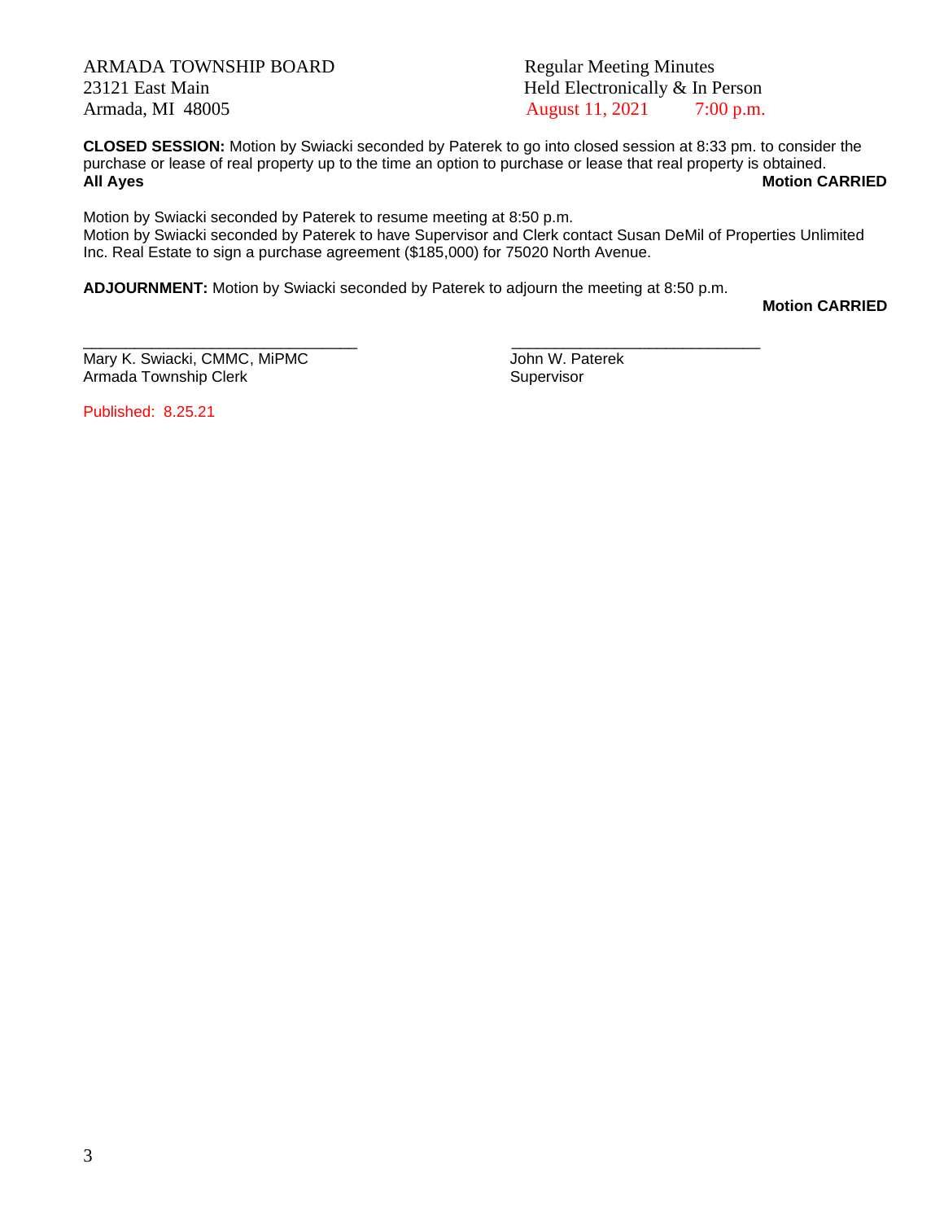ARMADA TOWNSHIP BOARD
23121 East Main
Armada, MI 48005

Regular Meeting Minutes
Held Electronically & In Person
August 11, 2021 7:00 p.m.

**CLOSED SESSION:** Motion by Swiacki seconded by Paterek to go into closed session at 8:33 pm. to consider the purchase or lease of real property up to the time an option to purchase or lease that real property is obtained.
**All Ayes** **Motion CARRIED**

Motion by Swiacki seconded by Paterek to resume meeting at 8:50 p.m.
Motion by Swiacki seconded by Paterek to have Supervisor and Clerk contact Susan DeMil of Properties Unlimited Inc. Real Estate to sign a purchase agreement ($185,000) for 75020 North Avenue.

**ADJOURNMENT:** Motion by Swiacki seconded by Paterek to adjourn the meeting at 8:50 p.m.
**Motion CARRIED**

\_\_\_\_\_\_\_\_\_\_\_\_\_\_\_\_\_\_\_\_\_\_\_\_\_\_\_\_\_\_\_\_
Mary K. Swiacki, CMMC, MiPMC
Armada Township Clerk

\_\_\_\_\_\_\_\_\_\_\_\_\_\_\_\_\_\_\_\_\_\_\_\_\_\_\_\_\_\_\_\_
John W. Paterek
Supervisor

Published: 8.25.21